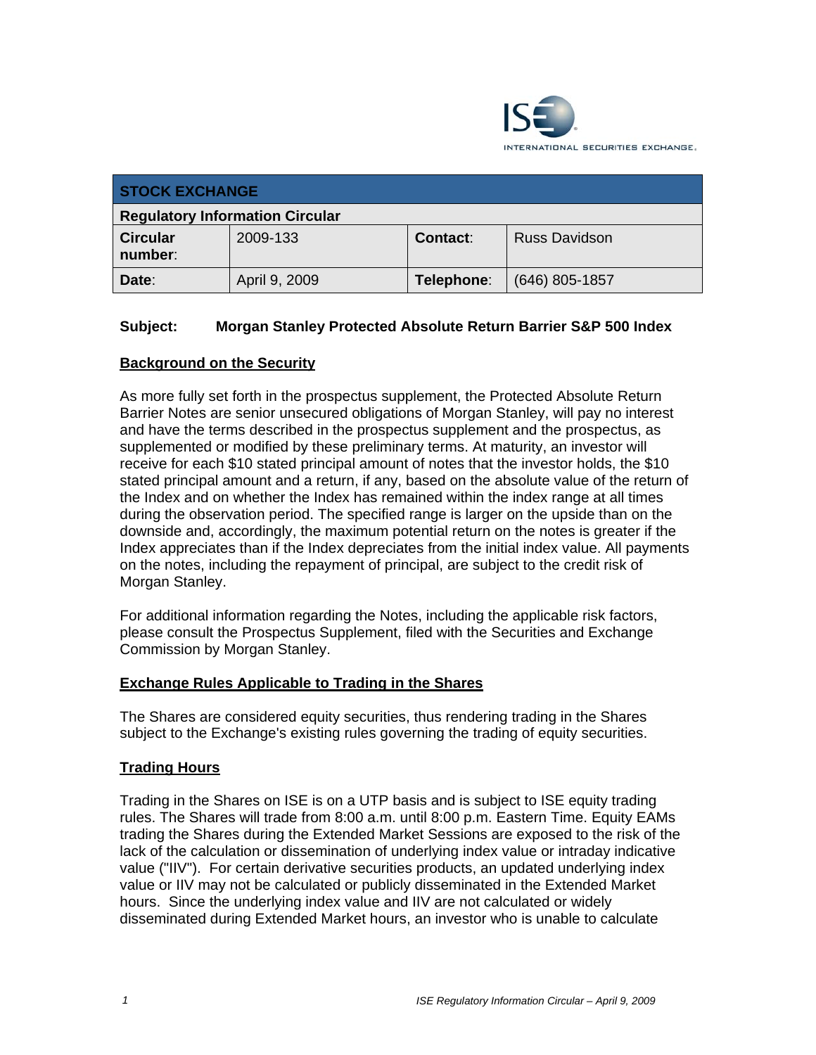ISE INTERNATIONAL SECURITIES EXCHANGE.

| STOCK EXCHANGE | | | |
|---|---|---|---|
| **Regulatory Information Circular** | | | |
| **Circular number:** | 2009-133 | **Contact:** | Russ Davidson |
| **Date:** | April 9, 2009 | **Telephone:** | (646) 805-1857 |

**Subject: Morgan Stanley Protected Absolute Return Barrier S&P 500 Index**

## Background on the Security

As more fully set forth in the prospectus supplement, the Protected Absolute Return Barrier Notes are senior unsecured obligations of Morgan Stanley, will pay no interest and have the terms described in the prospectus supplement and the prospectus, as supplemented or modified by these preliminary terms. At maturity, an investor will receive for each $10 stated principal amount of notes that the investor holds, the $10 stated principal amount and a return, if any, based on the absolute value of the return of the Index and on whether the Index has remained within the index range at all times during the observation period. The specified range is larger on the upside than on the downside and, accordingly, the maximum potential return on the notes is greater if the Index appreciates than if the Index depreciates from the initial index value. All payments on the notes, including the repayment of principal, are subject to the credit risk of Morgan Stanley.

For additional information regarding the Notes, including the applicable risk factors, please consult the Prospectus Supplement, filed with the Securities and Exchange Commission by Morgan Stanley.

## Exchange Rules Applicable to Trading in the Shares

The Shares are considered equity securities, thus rendering trading in the Shares subject to the Exchange's existing rules governing the trading of equity securities.

## Trading Hours

Trading in the Shares on ISE is on a UTP basis and is subject to ISE equity trading rules. The Shares will trade from 8:00 a.m. until 8:00 p.m. Eastern Time. Equity EAMs trading the Shares during the Extended Market Sessions are exposed to the risk of the lack of the calculation or dissemination of underlying index value or intraday indicative value ("IIV"). For certain derivative securities products, an updated underlying index value or IIV may not be calculated or publicly disseminated in the Extended Market hours. Since the underlying index value and IIV are not calculated or widely disseminated during Extended Market hours, an investor who is unable to calculate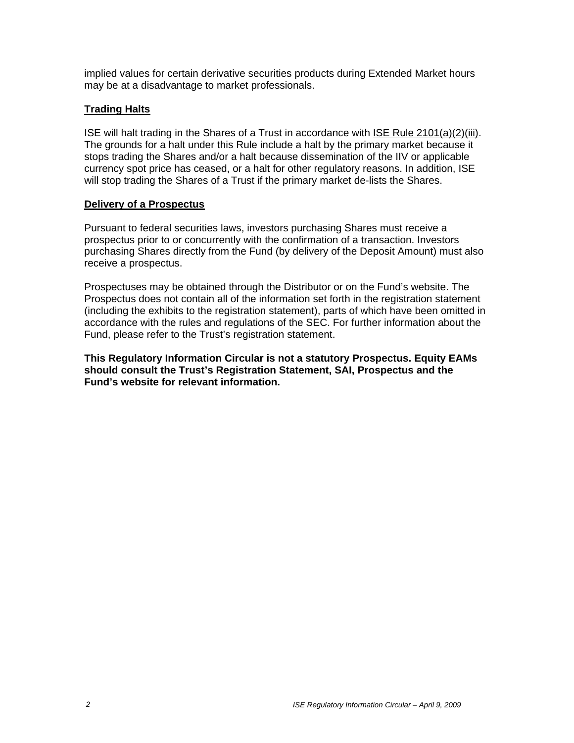implied values for certain derivative securities products during Extended Market hours may be at a disadvantage to market professionals.

## Trading Halts

ISE will halt trading in the Shares of a Trust in accordance with ISE Rule 2101(a)(2)(iii). The grounds for a halt under this Rule include a halt by the primary market because it stops trading the Shares and/or a halt because dissemination of the IIV or applicable currency spot price has ceased, or a halt for other regulatory reasons. In addition, ISE will stop trading the Shares of a Trust if the primary market de-lists the Shares.

## Delivery of a Prospectus

Pursuant to federal securities laws, investors purchasing Shares must receive a prospectus prior to or concurrently with the confirmation of a transaction. Investors purchasing Shares directly from the Fund (by delivery of the Deposit Amount) must also receive a prospectus.

Prospectuses may be obtained through the Distributor or on the Fund's website. The Prospectus does not contain all of the information set forth in the registration statement (including the exhibits to the registration statement), parts of which have been omitted in accordance with the rules and regulations of the SEC. For further information about the Fund, please refer to the Trust's registration statement.

**This Regulatory Information Circular is not a statutory Prospectus. Equity EAMs should consult the Trust's Registration Statement, SAI, Prospectus and the Fund's website for relevant information.**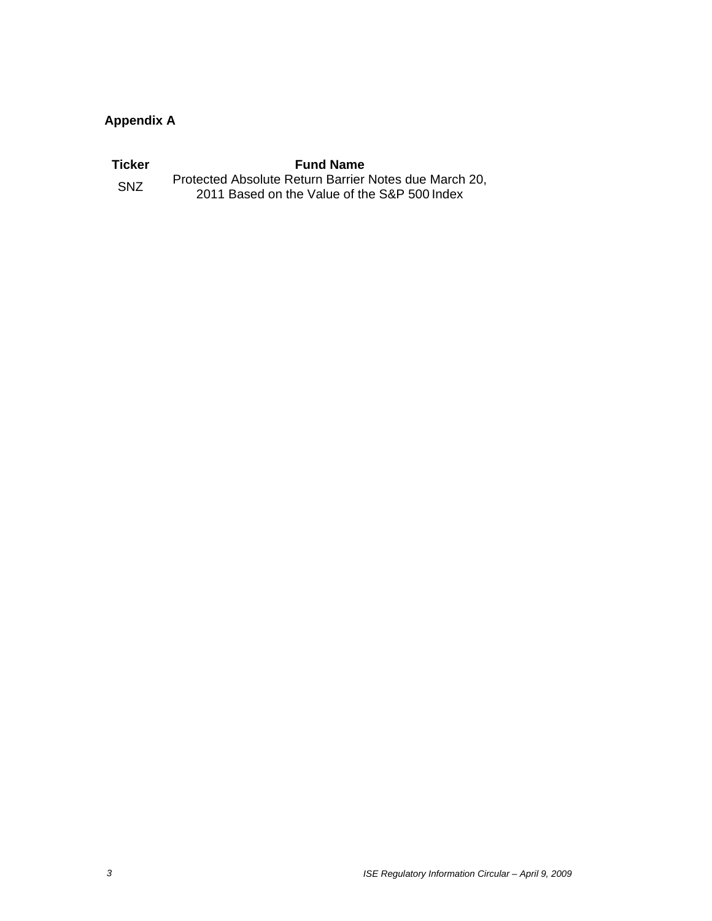## Appendix A

| Ticker | Fund Name |
| --- | --- |
| SNZ | Protected Absolute Return Barrier Notes due March 20, 2011 Based on the Value of the S&P 500 Index |